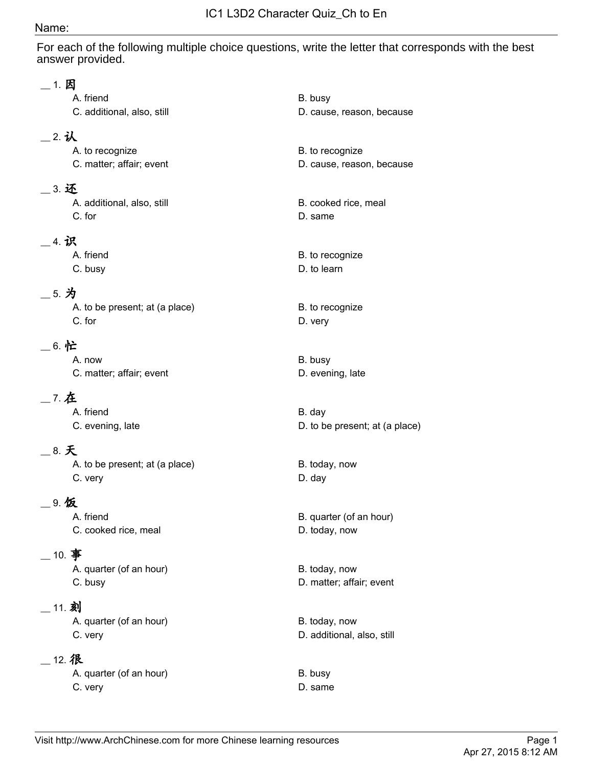# IC1 L3D2 Character Quiz_Ch to En

Name:

For each of the following multiple choice questions, write the letter that corresponds with the best answer provided.

__ 1. 因
- A. friend
- B. busy
- C. additional, also, still
- D. cause, reason, because

__ 2. 认
- A. to recognize
- B. to recognize
- C. matter; affair; event
- D. cause, reason, because

__ 3. 还
- A. additional, also, still
- B. cooked rice, meal
- C. for
- D. same

__ 4. 识
- A. friend
- B. to recognize
- C. busy
- D. to learn

__ 5. 为
- A. to be present; at (a place)
- B. to recognize
- C. for
- D. very

__ 6. 忙
- A. now
- B. busy
- C. matter; affair; event
- D. evening, late

__ 7. 在
- A. friend
- B. day
- C. evening, late
- D. to be present; at (a place)

__ 8. 天
- A. to be present; at (a place)
- B. today, now
- C. very
- D. day

__ 9. 饭
- A. friend
- B. quarter (of an hour)
- C. cooked rice, meal
- D. today, now

__ 10. 事
- A. quarter (of an hour)
- B. today, now
- C. busy
- D. matter; affair; event

__ 11. 刻
- A. quarter (of an hour)
- B. today, now
- C. very
- D. additional, also, still

__ 12. 很
- A. quarter (of an hour)
- B. busy
- C. very
- D. same

Visit http://www.ArchChinese.com for more Chinese learning resources

Apr 27, 2015 8:12 AM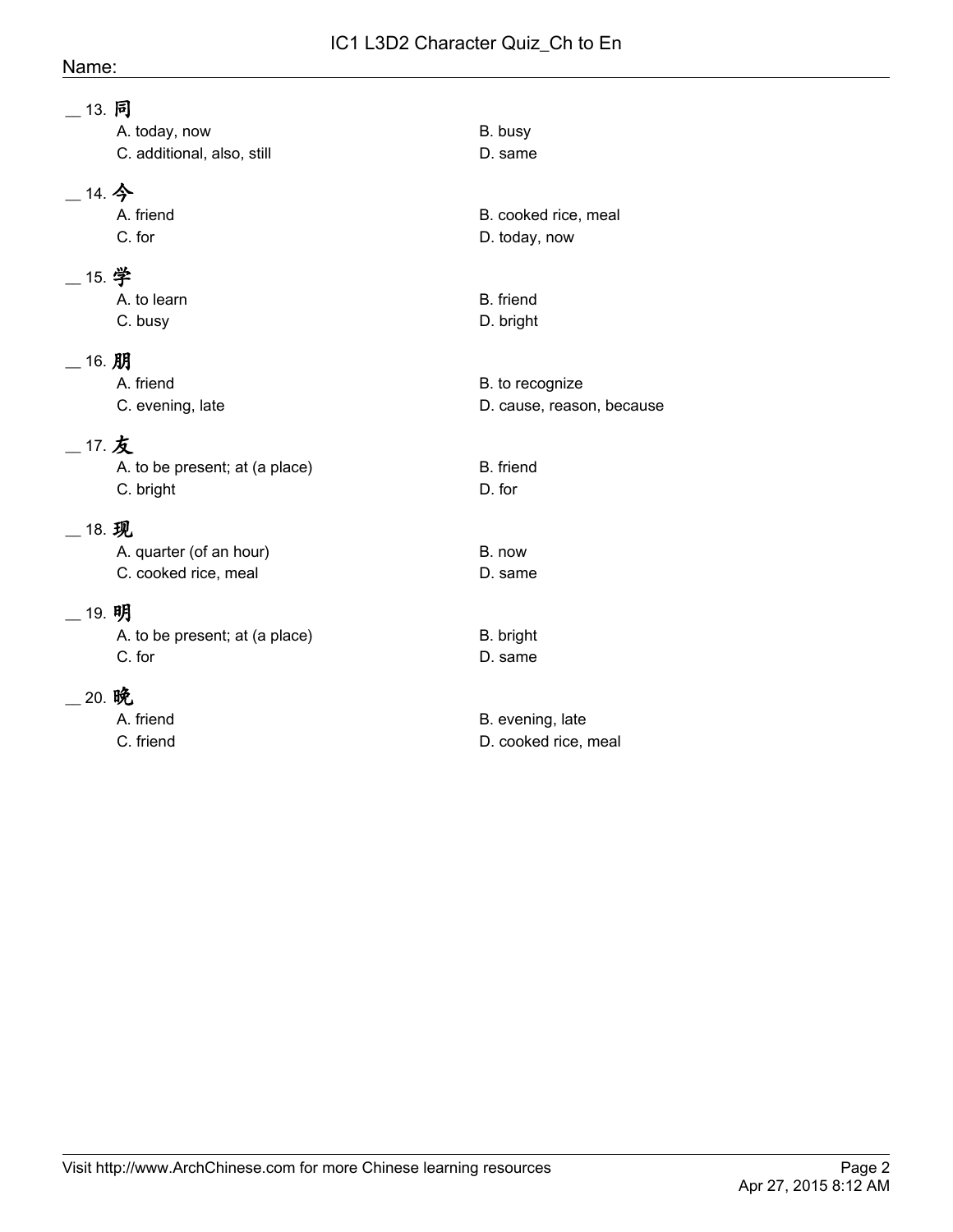Name:

__ 13. 同

A. today, now
B. busy
C. additional, also, still
D. same

__ 14. 今

A. friend
B. cooked rice, meal
C. for
D. today, now

__ 15. 学

A. to learn
B. friend
C. busy
D. bright

__ 16. 朋

A. friend
B. to recognize
C. evening, late
D. cause, reason, because

__ 17. 友

A. to be present; at (a place)
B. friend
C. bright
D. for

__ 18. 现

A. quarter (of an hour)
B. now
C. cooked rice, meal
D. same

__ 19. 明

A. to be present; at (a place)
B. bright
C. for
D. same

__ 20. 晚

A. friend
B. evening, late
C. friend
D. cooked rice, meal

Visit http://www.ArchChinese.com for more Chinese learning resources